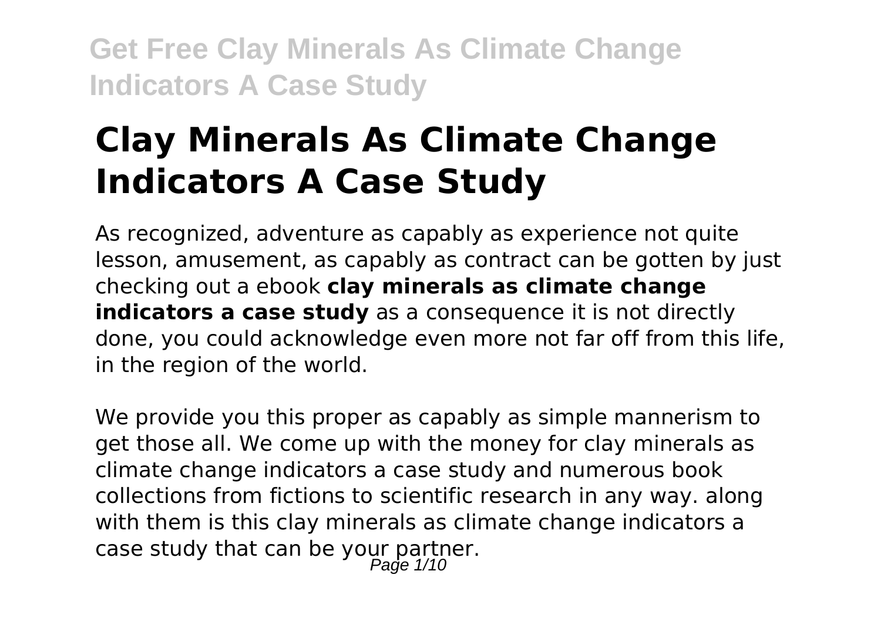# Clay Minerals As Climate Change Indicators A Case Study

As recognized, adventure as capably as experience not quite lesson, amusement, as capably as contract can be gotten by just checking out a ebook **clay minerals as climate change indicators a case study** as a consequence it is not directly done, you could acknowledge even more not far off from this life, in the region of the world.

We provide you this proper as capably as simple mannerism to get those all. We come up with the money for clay minerals as climate change indicators a case study and numerous book collections from fictions to scientific research in any way. along with them is this clay minerals as climate change indicators a case study that can be your partner.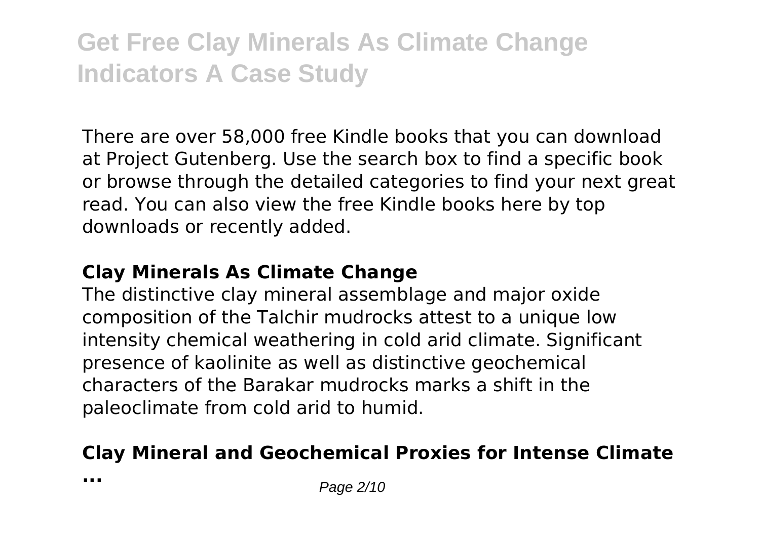There are over 58,000 free Kindle books that you can download at Project Gutenberg. Use the search box to find a specific book or browse through the detailed categories to find your next great read. You can also view the free Kindle books here by top downloads or recently added.

### Clay Minerals As Climate Change

The distinctive clay mineral assemblage and major oxide composition of the Talchir mudrocks attest to a unique low intensity chemical weathering in cold arid climate. Significant presence of kaolinite as well as distinctive geochemical characters of the Barakar mudrocks marks a shift in the paleoclimate from cold arid to humid.

### Clay Mineral and Geochemical Proxies for Intense Climate ...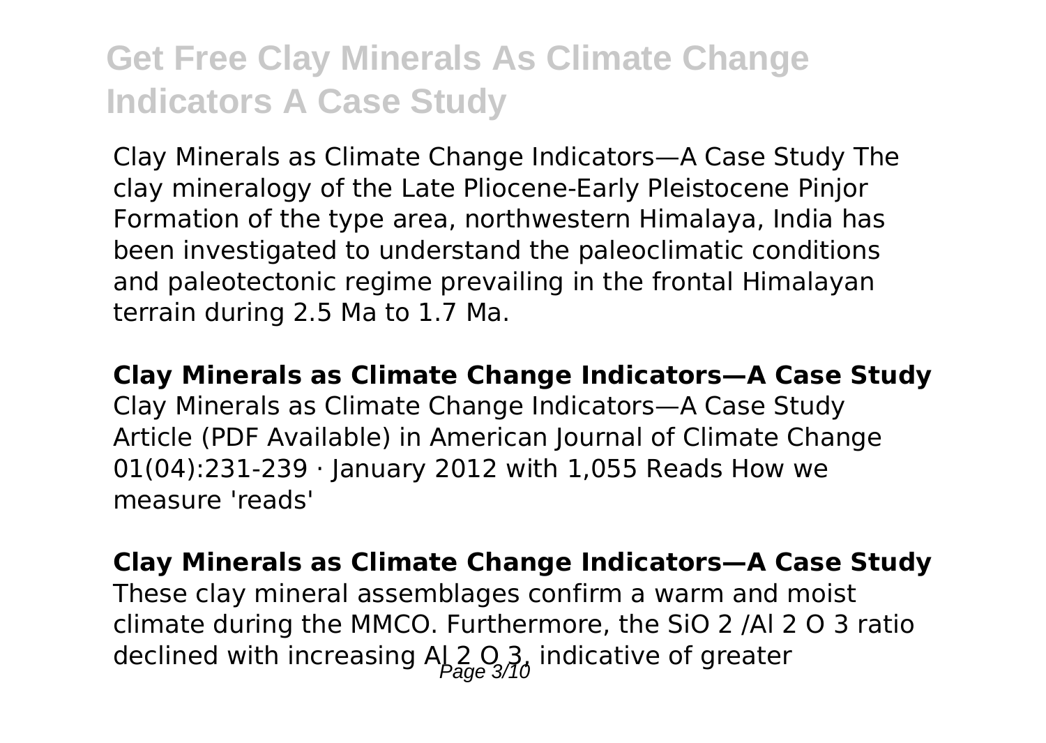# Get Free Clay Minerals As Climate Change Indicators A Case Study

Clay Minerals as Climate Change Indicators—A Case Study The clay mineralogy of the Late Pliocene-Early Pleistocene Pinjor Formation of the type area, northwestern Himalaya, India has been investigated to understand the paleoclimatic conditions and paleotectonic regime prevailing in the frontal Himalayan terrain during 2.5 Ma to 1.7 Ma.

**Clay Minerals as Climate Change Indicators—A Case Study**

Clay Minerals as Climate Change Indicators—A Case Study Article (PDF Available) in American Journal of Climate Change 01(04):231-239 · January 2012 with 1,055 Reads How we measure 'reads'

**Clay Minerals as Climate Change Indicators—A Case Study**

These clay mineral assemblages confirm a warm and moist climate during the MMCO. Furthermore, the $SiO_2/Al_2O_3$ ratio declined with increasing $Al_2O_3$, indicative of greater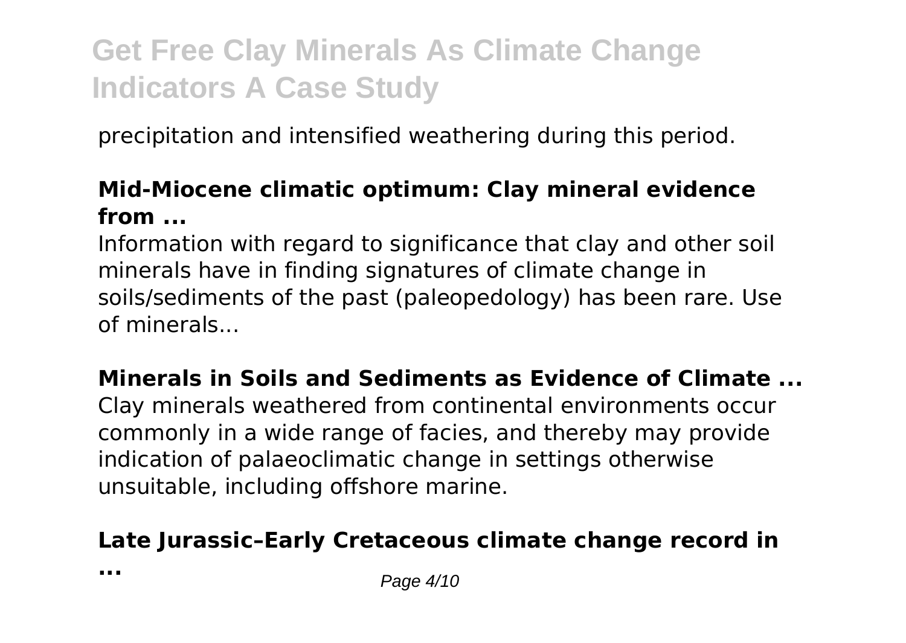precipitation and intensified weathering during this period.

**Mid-Miocene climatic optimum: Clay mineral evidence from ...**

Information with regard to significance that clay and other soil minerals have in finding signatures of climate change in soils/sediments of the past (paleopedology) has been rare. Use of minerals...

**Minerals in Soils and Sediments as Evidence of Climate ...**

Clay minerals weathered from continental environments occur commonly in a wide range of facies, and thereby may provide indication of palaeoclimatic change in settings otherwise unsuitable, including offshore marine.

**Late Jurassic–Early Cretaceous climate change record in ...**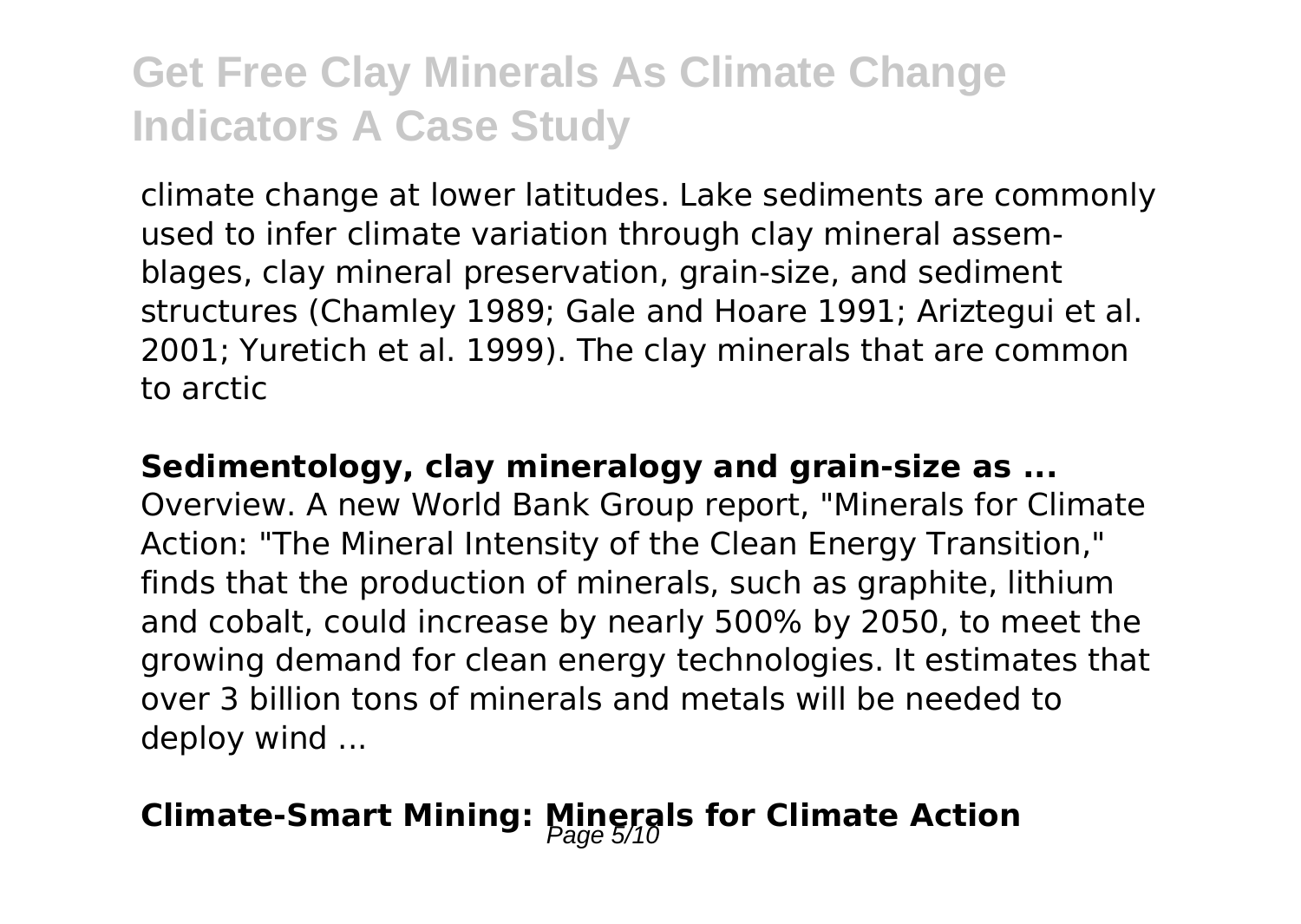climate change at lower latitudes. Lake sediments are commonly used to infer climate variation through clay mineral assemblages, clay mineral preservation, grain-size, and sediment structures (Chamley 1989; Gale and Hoare 1991; Ariztegui et al. 2001; Yuretich et al. 1999). The clay minerals that are common to arctic

**Sedimentology, clay mineralogy and grain-size as ...**

Overview. A new World Bank Group report, "Minerals for Climate Action: "The Mineral Intensity of the Clean Energy Transition," finds that the production of minerals, such as graphite, lithium and cobalt, could increase by nearly 500% by 2050, to meet the growing demand for clean energy technologies. It estimates that over 3 billion tons of minerals and metals will be needed to deploy wind ...

## Climate-Smart Mining: Minerals for Climate Action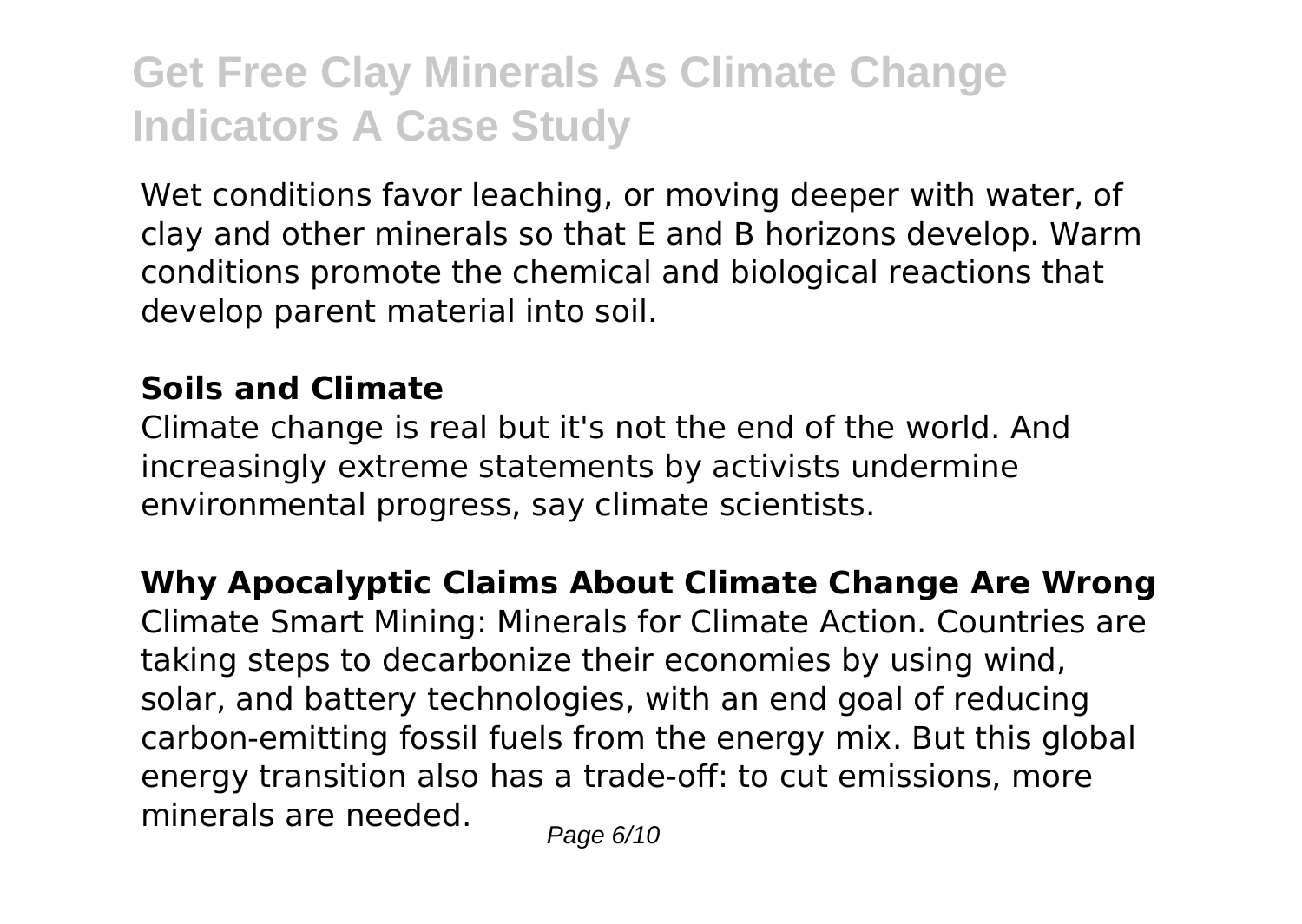Wet conditions favor leaching, or moving deeper with water, of clay and other minerals so that E and B horizons develop. Warm conditions promote the chemical and biological reactions that develop parent material into soil.

**Soils and Climate**

Climate change is real but it's not the end of the world. And increasingly extreme statements by activists undermine environmental progress, say climate scientists.

**Why Apocalyptic Claims About Climate Change Are Wrong**

Climate Smart Mining: Minerals for Climate Action. Countries are taking steps to decarbonize their economies by using wind, solar, and battery technologies, with an end goal of reducing carbon-emitting fossil fuels from the energy mix. But this global energy transition also has a trade-off: to cut emissions, more minerals are needed.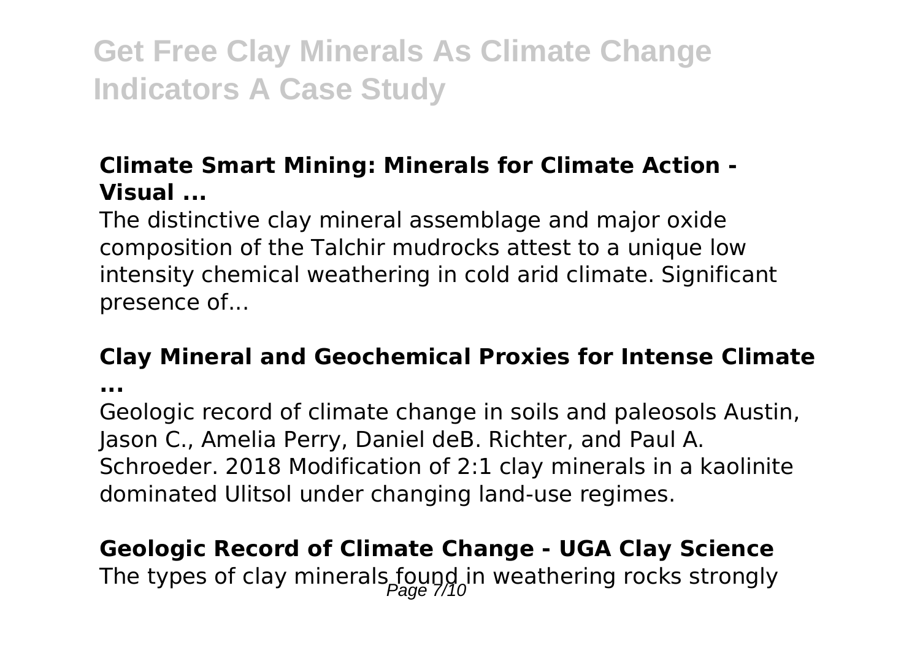**Climate Smart Mining: Minerals for Climate Action - Visual ...**

The distinctive clay mineral assemblage and major oxide composition of the Talchir mudrocks attest to a unique low intensity chemical weathering in cold arid climate. Significant presence of...

**Clay Mineral and Geochemical Proxies for Intense Climate ...**

Geologic record of climate change in soils and paleosols Austin, Jason C., Amelia Perry, Daniel deB. Richter, and Paul A. Schroeder. 2018 Modification of 2:1 clay minerals in a kaolinite dominated Ulitsol under changing land-use regimes.

**Geologic Record of Climate Change - UGA Clay Science**

The types of clay minerals found in weathering rocks strongly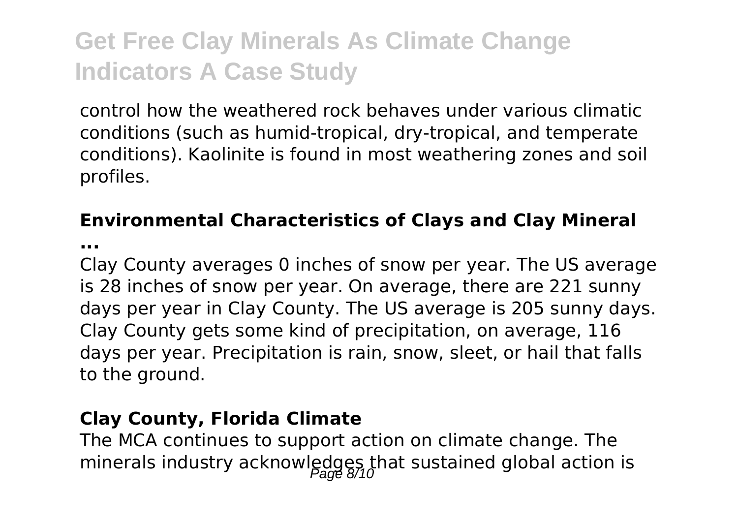control how the weathered rock behaves under various climatic conditions (such as humid-tropical, dry-tropical, and temperate conditions). Kaolinite is found in most weathering zones and soil profiles.

**Environmental Characteristics of Clays and Clay Mineral ...**

Clay County averages 0 inches of snow per year. The US average is 28 inches of snow per year. On average, there are 221 sunny days per year in Clay County. The US average is 205 sunny days. Clay County gets some kind of precipitation, on average, 116 days per year. Precipitation is rain, snow, sleet, or hail that falls to the ground.

**Clay County, Florida Climate**

The MCA continues to support action on climate change. The minerals industry acknowledges that sustained global action is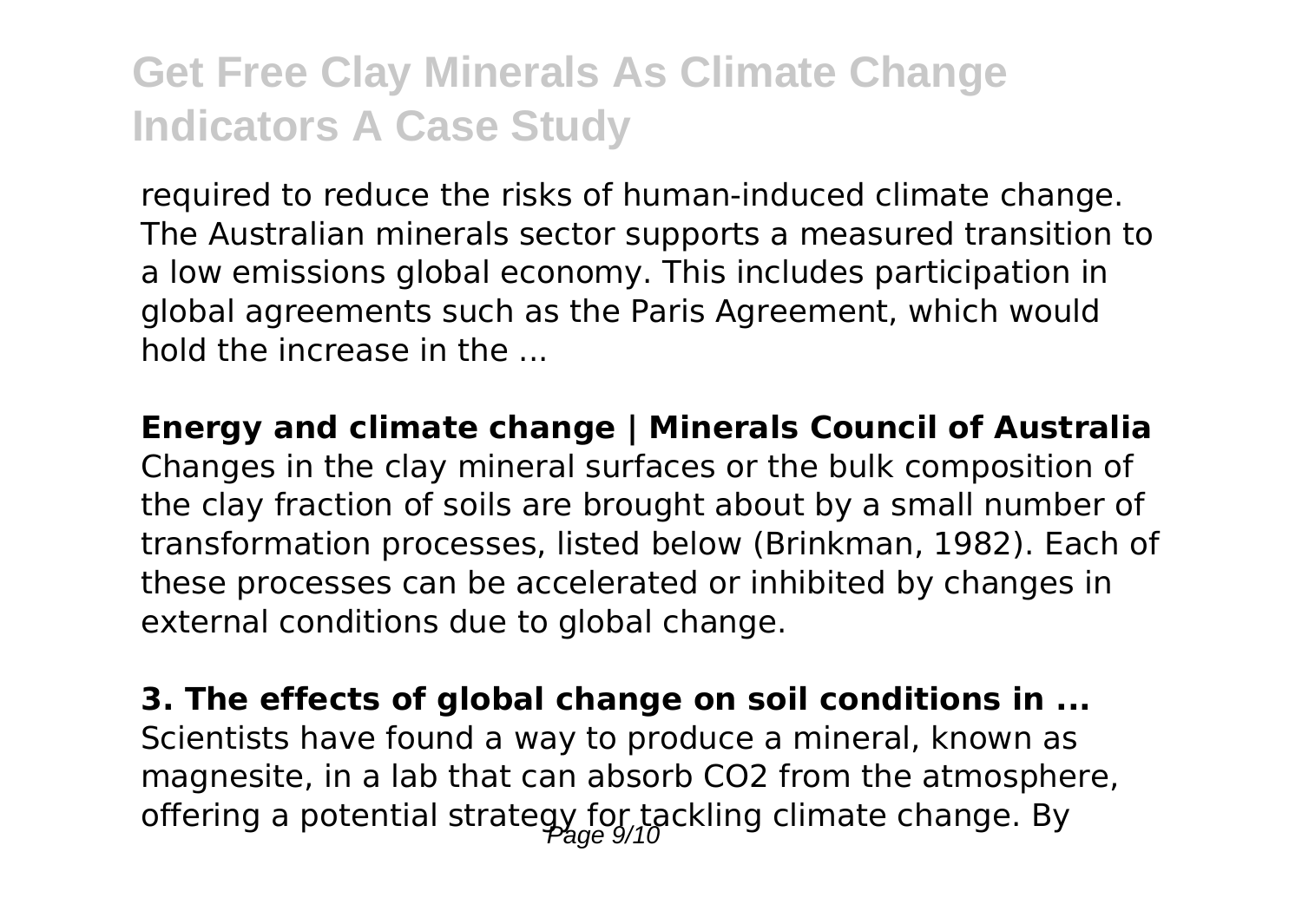required to reduce the risks of human-induced climate change. The Australian minerals sector supports a measured transition to a low emissions global economy. This includes participation in global agreements such as the Paris Agreement, which would hold the increase in the ...

**Energy and climate change | Minerals Council of Australia**
Changes in the clay mineral surfaces or the bulk composition of the clay fraction of soils are brought about by a small number of transformation processes, listed below (Brinkman, 1982). Each of these processes can be accelerated or inhibited by changes in external conditions due to global change.

**3. The effects of global change on soil conditions in ...**
Scientists have found a way to produce a mineral, known as magnesite, in a lab that can absorb $CO_2$ from the atmosphere, offering a potential strategy for tackling climate change. By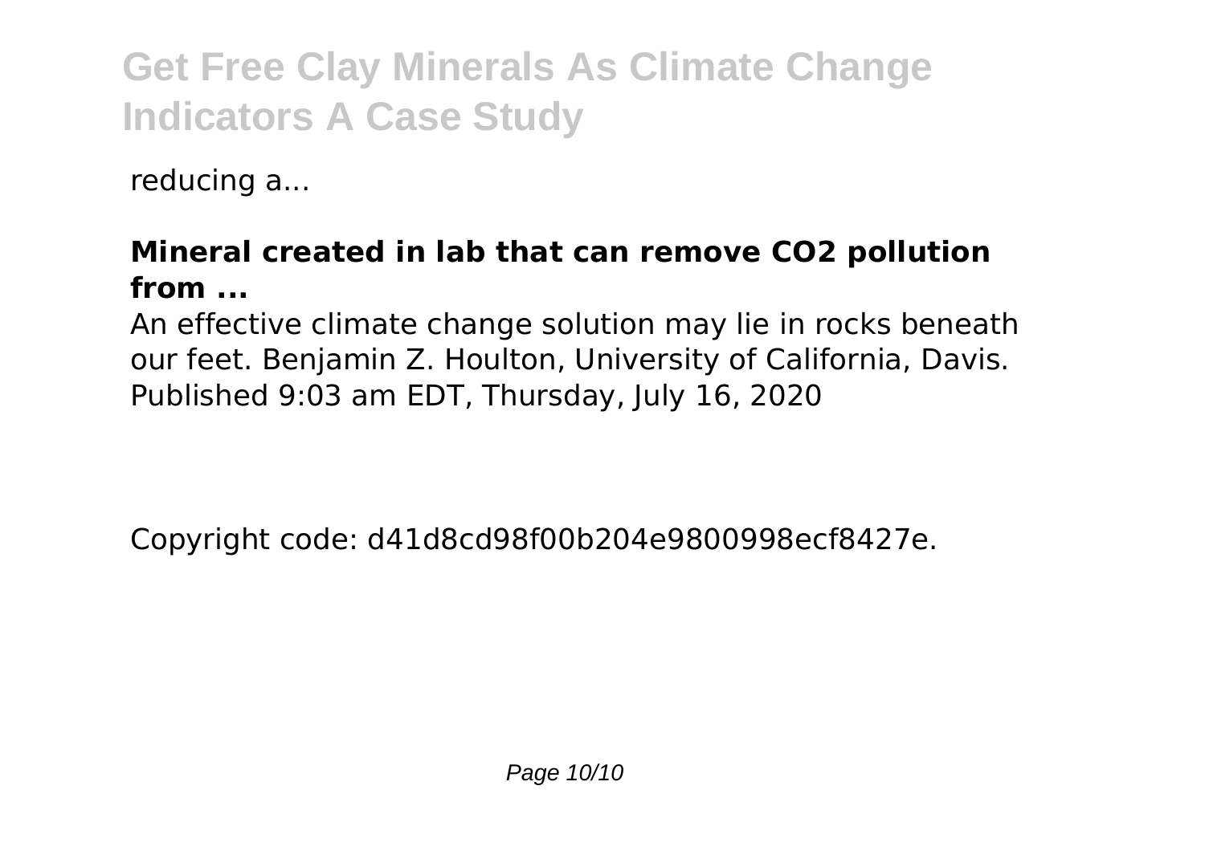reducing a...

**Mineral created in lab that can remove $CO_2$ pollution from ...**

An effective climate change solution may lie in rocks beneath our feet. Benjamin Z. Houlton, University of California, Davis. Published 9:03 am EDT, Thursday, July 16, 2020

Copyright code: d41d8cd98f00b204e9800998ecf8427e.